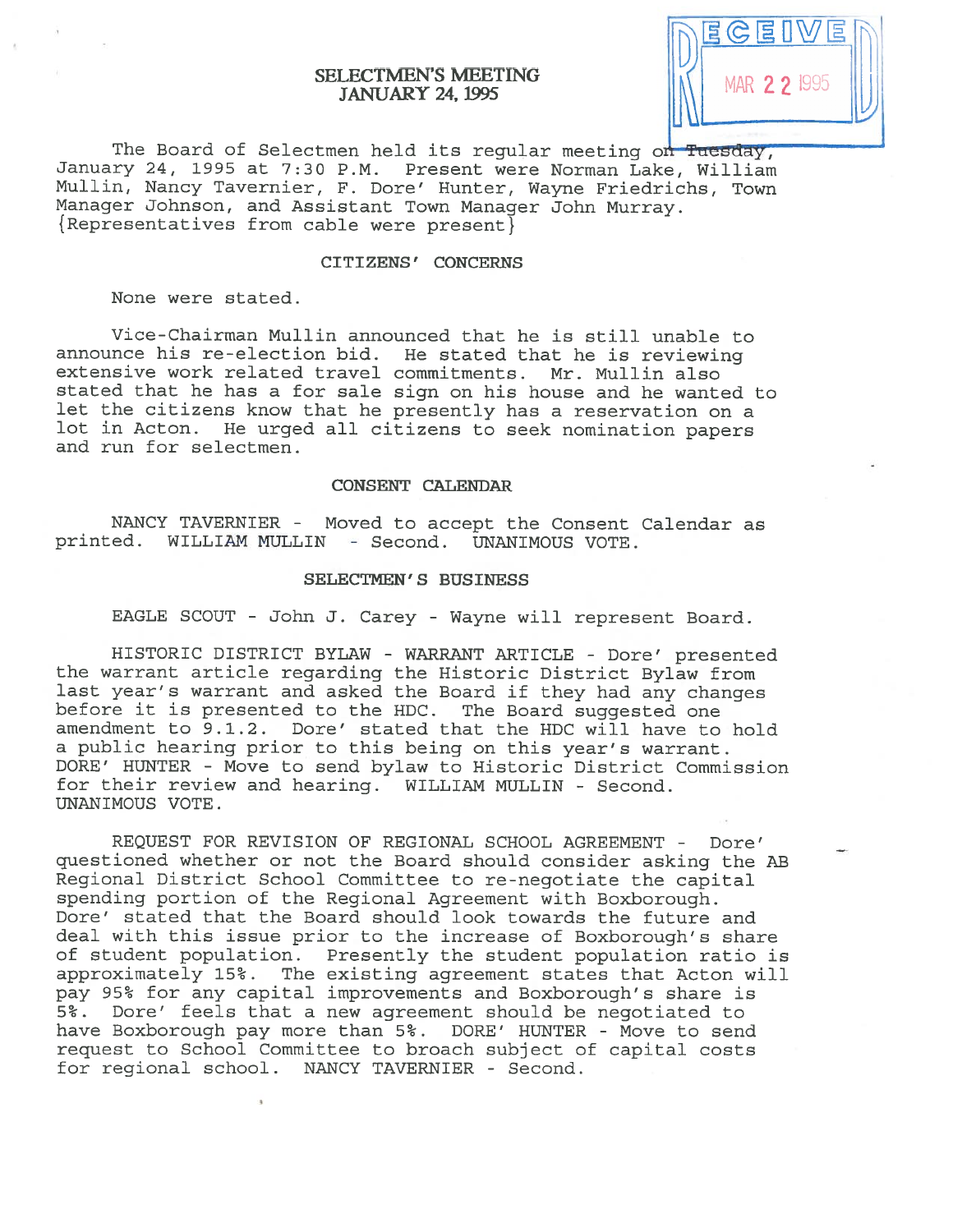# SELECTMEN'S MEETING
## JANUARY 24, 1995

RECEIVED MAR 22 1995

The Board of Selectmen held its regular meeting on Tuesday, January 24, 1995 at 7:30 P.M. Present were Norman Lake, William Mullin, Nancy Tavernier, F. Dore' Hunter, Wayne Friedrichs, Town Manager Johnson, and Assistant Town Manager John Murray. {Representatives from cable were present}

### CITIZENS' CONCERNS

None were stated.

Vice-Chairman Mullin announced that he is still unable to announce his re-election bid. He stated that he is reviewing extensive work related travel commitments. Mr. Mullin also stated that he has a for sale sign on his house and he wanted to let the citizens know that he presently has a reservation on a lot in Acton. He urged all citizens to seek nomination papers and run for selectmen.

### CONSENT CALENDAR

NANCY TAVERNIER - Moved to accept the Consent Calendar as printed. WILLIAM MULLIN - Second. UNANIMOUS VOTE.

### SELECTMEN'S BUSINESS

EAGLE SCOUT - John J. Carey - Wayne will represent Board.

HISTORIC DISTRICT BYLAW - WARRANT ARTICLE - Dore' presented the warrant article regarding the Historic District Bylaw from last year's warrant and asked the Board if they had any changes before it is presented to the HDC. The Board suggested one amendment to 9.1.2. Dore' stated that the HDC will have to hold a public hearing prior to this being on this year's warrant. DORE' HUNTER - Move to send bylaw to Historic District Commission for their review and hearing. WILLIAM MULLIN - Second. UNANIMOUS VOTE.

REQUEST FOR REVISION OF REGIONAL SCHOOL AGREEMENT - Dore' questioned whether or not the Board should consider asking the AB Regional District School Committee to re-negotiate the capital spending portion of the Regional Agreement with Boxborough. Dore' stated that the Board should look towards the future and deal with this issue prior to the increase of Boxborough's share of student population. Presently the student population ratio is approximately 15%. The existing agreement states that Acton will pay 95% for any capital improvements and Boxborough's share is 5%. Dore' feels that a new agreement should be negotiated to have Boxborough pay more than 5%. DORE' HUNTER - Move to send request to School Committee to broach subject of capital costs for regional school. NANCY TAVERNIER - Second.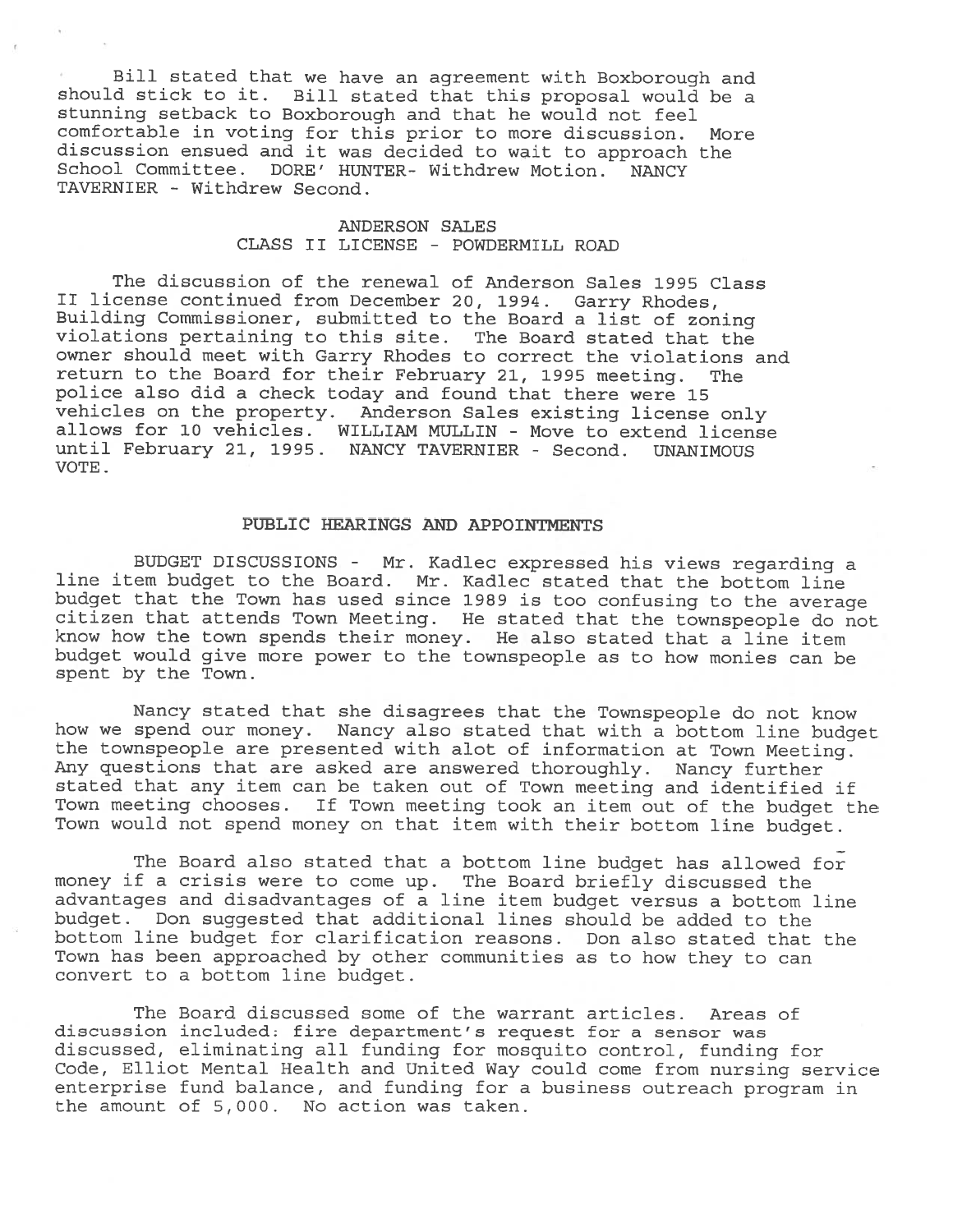Bill stated that we have an agreement with Boxborough and should stick to it. Bill stated that this proposal would be a stunning setback to Boxborough and that he would not feel comfortable in voting for this prior to more discussion. More discussion ensued and it was decided to wait to approach the School Committee. DORE' HUNTER- Withdrew Motion. NANCY TAVERNIER - Withdrew Second.

ANDERSON SALES
CLASS II LICENSE - POWDERMILL ROAD

The discussion of the renewal of Anderson Sales 1995 Class II license continued from December 20, 1994. Garry Rhodes, Building Commissioner, submitted to the Board a list of zoning violations pertaining to this site. The Board stated that the owner should meet with Garry Rhodes to correct the violations and return to the Board for their February 21, 1995 meeting. The police also did a check today and found that there were 15 vehicles on the property. Anderson Sales existing license only allows for 10 vehicles. WILLIAM MULLIN - Move to extend license until February 21, 1995. NANCY TAVERNIER - Second. UNANIMOUS VOTE.

## PUBLIC HEARINGS AND APPOINTMENTS

BUDGET DISCUSSIONS - Mr. Kadlec expressed his views regarding a line item budget to the Board. Mr. Kadlec stated that the bottom line budget that the Town has used since 1989 is too confusing to the average citizen that attends Town Meeting. He stated that the townspeople do not know how the town spends their money. He also stated that a line item budget would give more power to the townspeople as to how monies can be spent by the Town.

Nancy stated that she disagrees that the Townspeople do not know how we spend our money. Nancy also stated that with a bottom line budget the townspeople are presented with alot of information at Town Meeting. Any questions that are asked are answered thoroughly. Nancy further stated that any item can be taken out of Town meeting and identified if Town meeting chooses. If Town meeting took an item out of the budget the Town would not spend money on that item with their bottom line budget.

The Board also stated that a bottom line budget has allowed for money if a crisis were to come up. The Board briefly discussed the advantages and disadvantages of a line item budget versus a bottom line budget. Don suggested that additional lines should be added to the bottom line budget for clarification reasons. Don also stated that the Town has been approached by other communities as to how they to can convert to a bottom line budget.

The Board discussed some of the warrant articles. Areas of discussion included: fire department's request for a sensor was discussed, eliminating all funding for mosquito control, funding for Code, Elliot Mental Health and United Way could come from nursing service enterprise fund balance, and funding for a business outreach program in the amount of 5,000. No action was taken.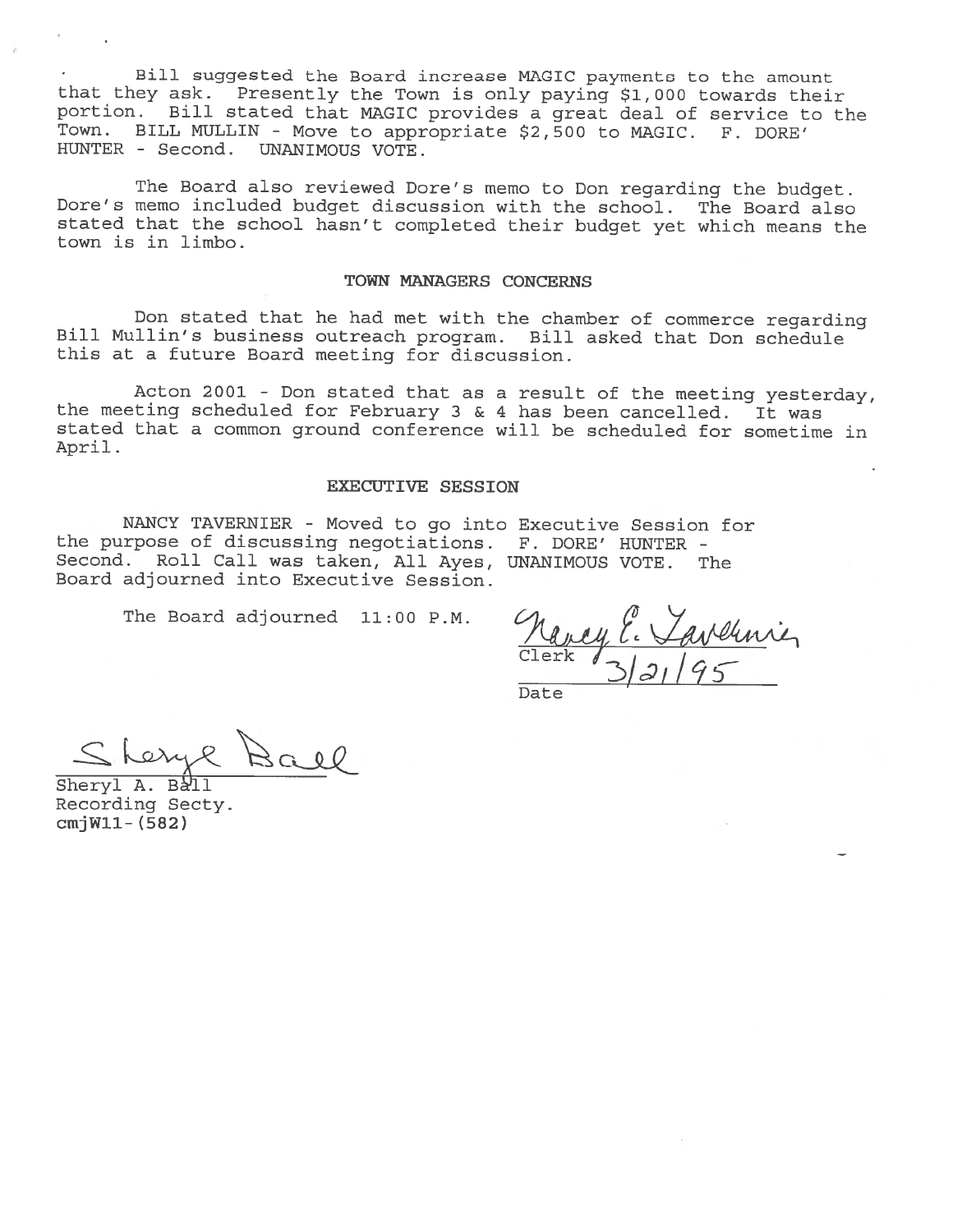Bill suggested the Board increase MAGIC payments to the amount that they ask. Presently the Town is only paying $1,000 towards their portion. Bill stated that MAGIC provides a great deal of service to the Town. BILL MULLIN - Move to appropriate $2,500 to MAGIC. F. DORE' HUNTER - Second. UNANIMOUS VOTE.

The Board also reviewed Dore's memo to Don regarding the budget. Dore's memo included budget discussion with the school. The Board also stated that the school hasn't completed their budget yet which means the town is in limbo.

## TOWN MANAGERS CONCERNS

Don stated that he had met with the chamber of commerce regarding Bill Mullin's business outreach program. Bill asked that Don schedule this at a future Board meeting for discussion.

Acton 2001 - Don stated that as a result of the meeting yesterday, the meeting scheduled for February 3 & 4 has been cancelled. It was stated that a common ground conference will be scheduled for sometime in April.

## EXECUTIVE SESSION

NANCY TAVERNIER - Moved to go into Executive Session for the purpose of discussing negotiations. F. DORE' HUNTER - Second. Roll Call was taken, All Ayes, UNANIMOUS VOTE. The Board adjourned into Executive Session.

The Board adjourned 11:00 P.M.

Nancy E. Tavernier
Clerk

3/21/95
Date

Sheryl Ball

Sheryl A. Ball
Recording Secty.
cmjW11-(582)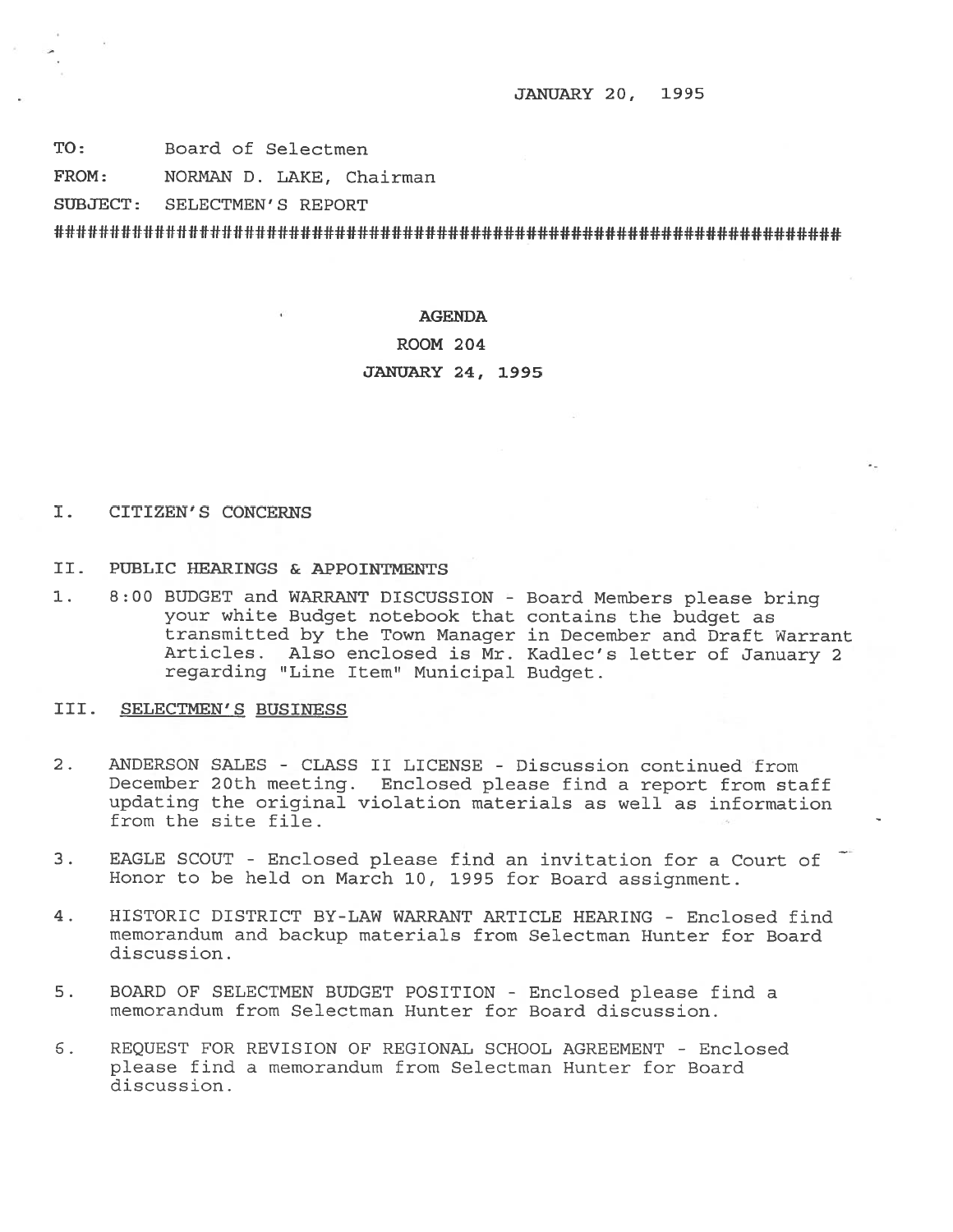JANUARY 20, 1995

TO: Board of Selectmen

FROM: NORMAN D. LAKE, Chairman

SUBJECT: SELECTMEN'S REPORT

################################################################################

**AGENDA**

**ROOM 204**

**JANUARY 24, 1995**

I. CITIZEN'S CONCERNS

II. PUBLIC HEARINGS & APPOINTMENTS

1. 8:00 BUDGET and WARRANT DISCUSSION - Board Members please bring your white Budget notebook that contains the budget as transmitted by the Town Manager in December and Draft Warrant Articles. Also enclosed is Mr. Kadlec's letter of January 2 regarding "Line Item" Municipal Budget.

III. <u>SELECTMEN'S BUSINESS</u>

2. ANDERSON SALES - CLASS II LICENSE - Discussion continued from December 20th meeting. Enclosed please find a report from staff updating the original violation materials as well as information from the site file.

3. EAGLE SCOUT - Enclosed please find an invitation for a Court of Honor to be held on March 10, 1995 for Board assignment.

4. HISTORIC DISTRICT BY-LAW WARRANT ARTICLE HEARING - Enclosed find memorandum and backup materials from Selectman Hunter for Board discussion.

5. BOARD OF SELECTMEN BUDGET POSITION - Enclosed please find a memorandum from Selectman Hunter for Board discussion.

6. REQUEST FOR REVISION OF REGIONAL SCHOOL AGREEMENT - Enclosed please find a memorandum from Selectman Hunter for Board discussion.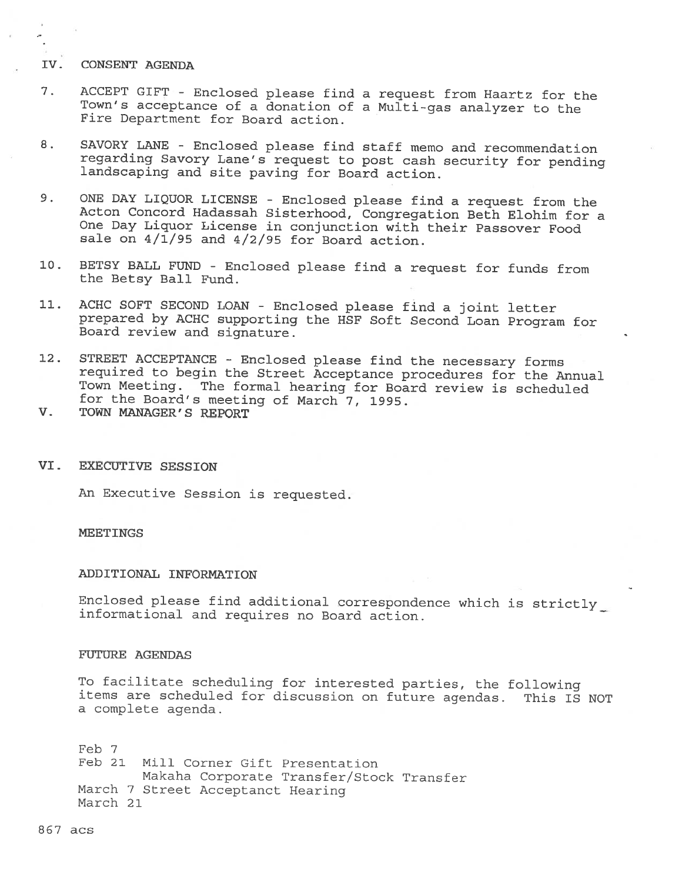## IV. CONSENT AGENDA

7. ACCEPT GIFT - Enclosed please find a request from Haartz for the Town's acceptance of a donation of a Multi-gas analyzer to the Fire Department for Board action.

8. SAVORY LANE - Enclosed please find staff memo and recommendation regarding Savory Lane's request to post cash security for pending landscaping and site paving for Board action.

9. ONE DAY LIQUOR LICENSE - Enclosed please find a request from the Acton Concord Hadassah Sisterhood, Congregation Beth Elohim for a One Day Liquor License in conjunction with their Passover Food sale on 4/1/95 and 4/2/95 for Board action.

10. BETSY BALL FUND - Enclosed please find a request for funds from the Betsy Ball Fund.

11. ACHC SOFT SECOND LOAN - Enclosed please find a joint letter prepared by ACHC supporting the HSF Soft Second Loan Program for Board review and signature.

12. STREET ACCEPTANCE - Enclosed please find the necessary forms required to begin the Street Acceptance procedures for the Annual Town Meeting. The formal hearing for Board review is scheduled for the Board's meeting of March 7, 1995.

## V. TOWN MANAGER'S REPORT

## VI. EXECUTIVE SESSION

An Executive Session is requested.

### MEETINGS

### ADDITIONAL INFORMATION

Enclosed please find additional correspondence which is strictly informational and requires no Board action.

### FUTURE AGENDAS

To facilitate scheduling for interested parties, the following items are scheduled for discussion on future agendas. This IS NOT a complete agenda.

Feb 7
Feb 21 Mill Corner Gift Presentation
Makaha Corporate Transfer/Stock Transfer
March 7 Street Acceptanct Hearing
March 21

867 acs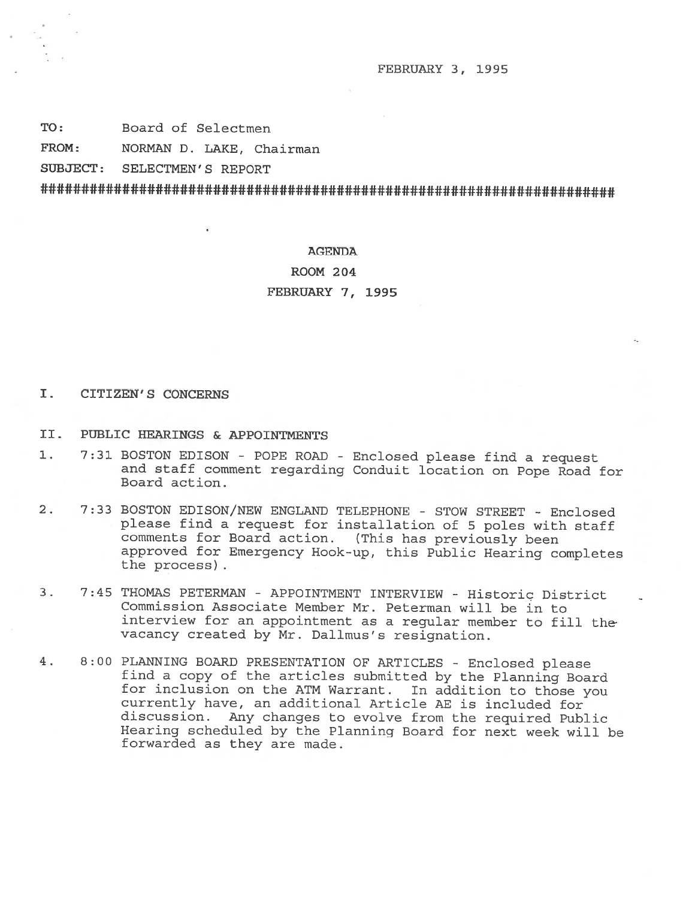FEBRUARY 3, 1995

**TO:** Board of Selectmen

**FROM:** NORMAN D. LAKE, Chairman

**SUBJECT:** SELECTMEN'S REPORT

############################################################################

**AGENDA**

**ROOM 204**

**FEBRUARY 7, 1995**

## I. CITIZEN'S CONCERNS

## II. PUBLIC HEARINGS & APPOINTMENTS

1. 7:31 BOSTON EDISON - POPE ROAD - Enclosed please find a request and staff comment regarding Conduit location on Pope Road for Board action.

2. 7:33 BOSTON EDISON/NEW ENGLAND TELEPHONE - STOW STREET - Enclosed please find a request for installation of 5 poles with staff comments for Board action. (This has previously been approved for Emergency Hook-up, this Public Hearing completes the process).

3. 7:45 THOMAS PETERMAN - APPOINTMENT INTERVIEW - Historic District Commission Associate Member Mr. Peterman will be in to interview for an appointment as a regular member to fill the vacancy created by Mr. Dallmus's resignation.

4. 8:00 PLANNING BOARD PRESENTATION OF ARTICLES - Enclosed please find a copy of the articles submitted by the Planning Board for inclusion on the ATM Warrant. In addition to those you currently have, an additional Article AE is included for discussion. Any changes to evolve from the required Public Hearing scheduled by the Planning Board for next week will be forwarded as they are made.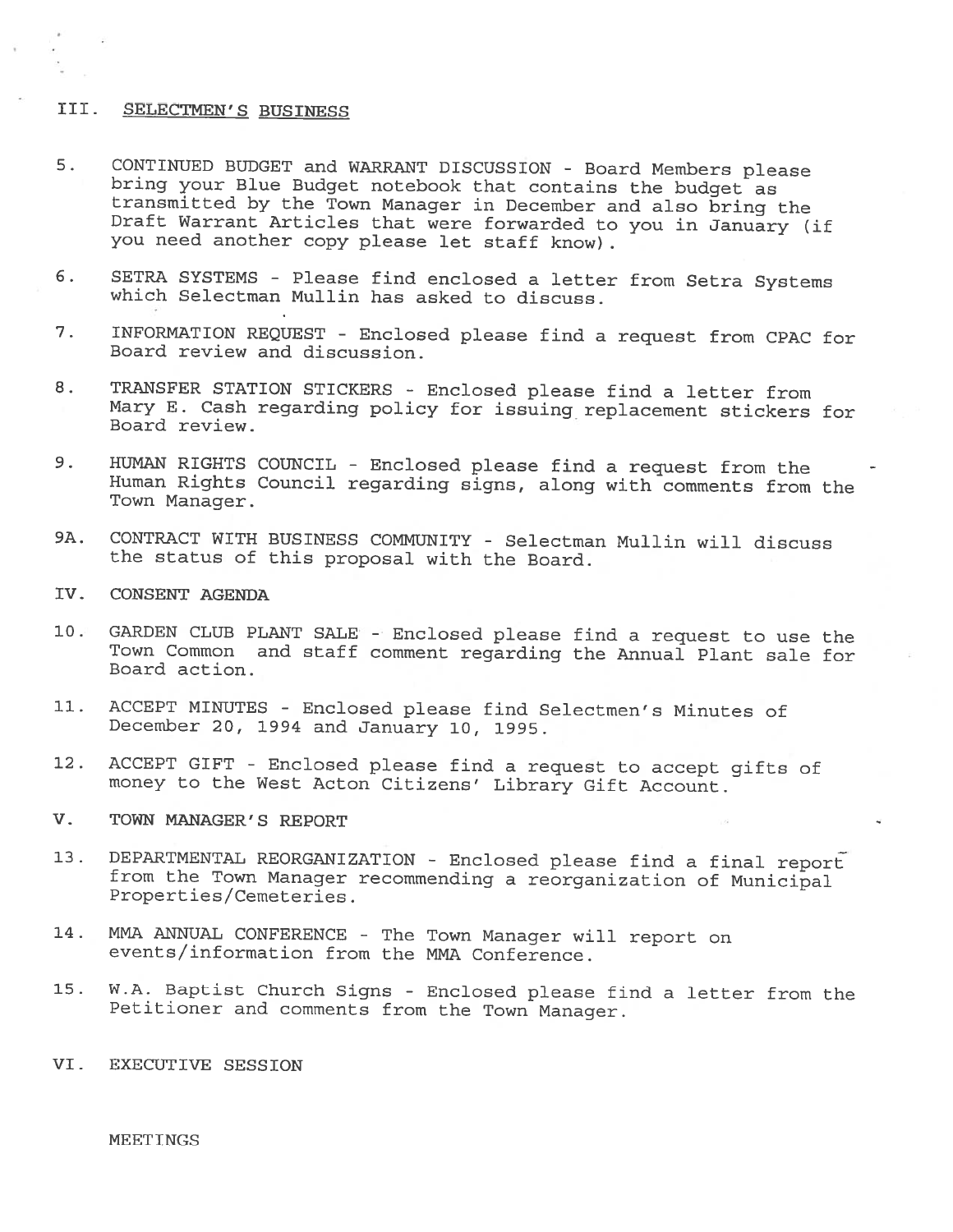## III. SELECTMEN'S BUSINESS

5. CONTINUED BUDGET and WARRANT DISCUSSION - Board Members please bring your Blue Budget notebook that contains the budget as transmitted by the Town Manager in December and also bring the Draft Warrant Articles that were forwarded to you in January (if you need another copy please let staff know).

6. SETRA SYSTEMS - Please find enclosed a letter from Setra Systems which Selectman Mullin has asked to discuss.

7. INFORMATION REQUEST - Enclosed please find a request from CPAC for Board review and discussion.

8. TRANSFER STATION STICKERS - Enclosed please find a letter from Mary E. Cash regarding policy for issuing replacement stickers for Board review.

9. HUMAN RIGHTS COUNCIL - Enclosed please find a request from the Human Rights Council regarding signs, along with comments from the Town Manager.

9A. CONTRACT WITH BUSINESS COMMUNITY - Selectman Mullin will discuss the status of this proposal with the Board.

## IV. CONSENT AGENDA

10. GARDEN CLUB PLANT SALE - Enclosed please find a request to use the Town Common and staff comment regarding the Annual Plant sale for Board action.

11. ACCEPT MINUTES - Enclosed please find Selectmen's Minutes of December 20, 1994 and January 10, 1995.

12. ACCEPT GIFT - Enclosed please find a request to accept gifts of money to the West Acton Citizens' Library Gift Account.

## V. TOWN MANAGER'S REPORT

13. DEPARTMENTAL REORGANIZATION - Enclosed please find a final report from the Town Manager recommending a reorganization of Municipal Properties/Cemeteries.

14. MMA ANNUAL CONFERENCE - The Town Manager will report on events/information from the MMA Conference.

15. W.A. Baptist Church Signs - Enclosed please find a letter from the Petitioner and comments from the Town Manager.

## VI. EXECUTIVE SESSION

MEETINGS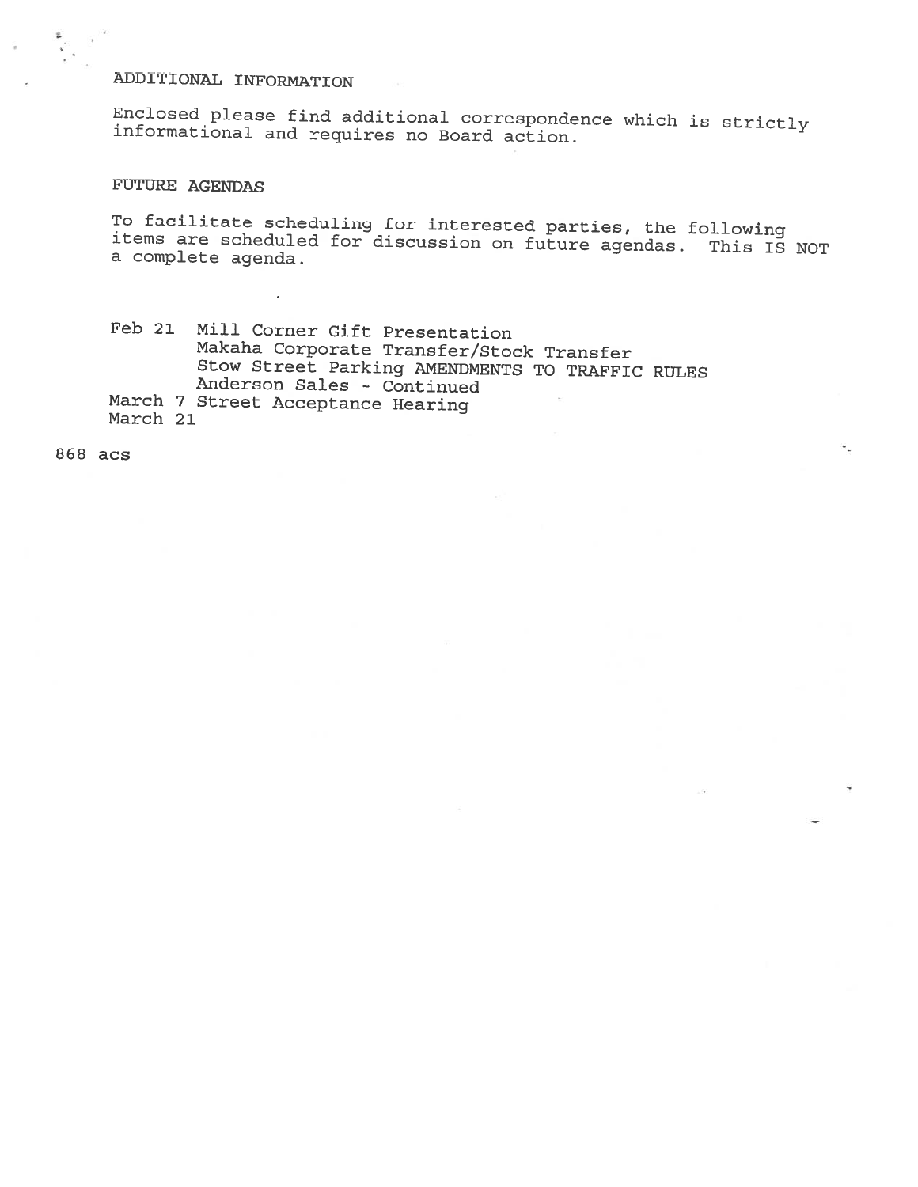## ADDITIONAL INFORMATION

Enclosed please find additional correspondence which is strictly informational and requires no Board action.

## FUTURE AGENDAS

To facilitate scheduling for interested parties, the following items are scheduled for discussion on future agendas. This IS NOT a complete agenda.

Feb 21 Mill Corner Gift Presentation
Makaha Corporate Transfer/Stock Transfer
Stow Street Parking AMENDMENTS TO TRAFFIC RULES
Anderson Sales - Continued
March 7 Street Acceptance Hearing
March 21

868 acs